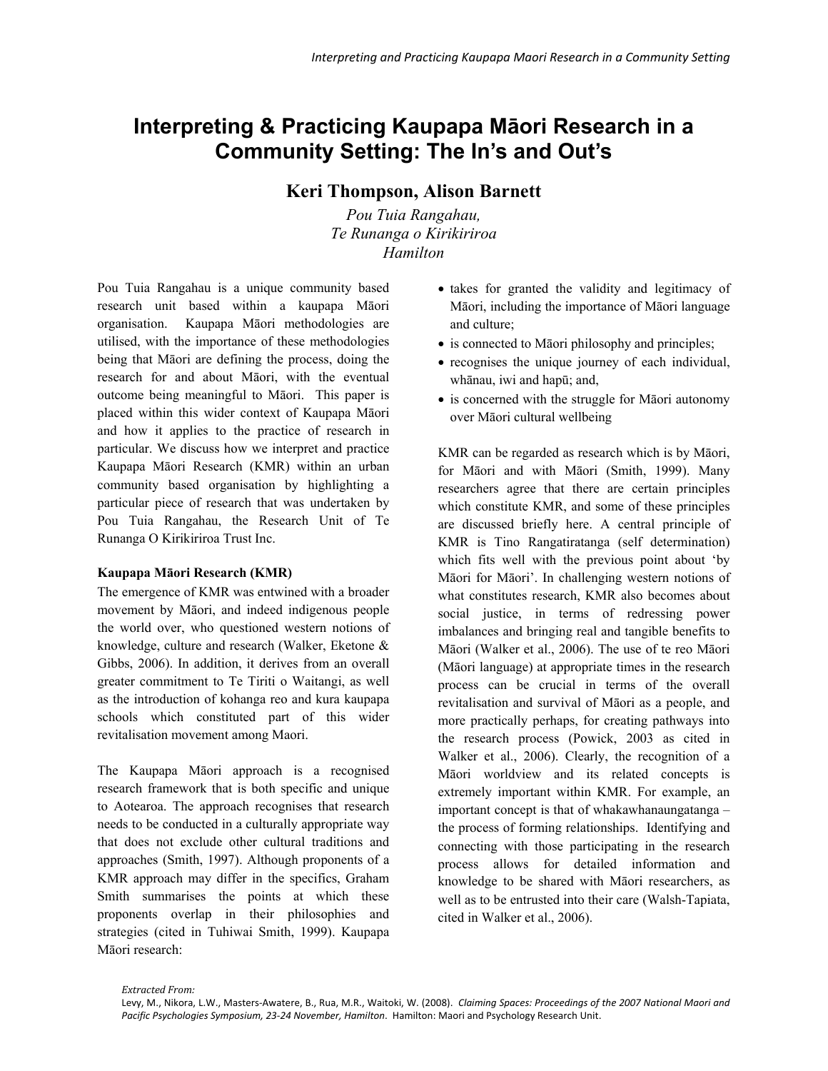# Interpreting & Practicing Kaupapa Māori Research in a Community Setting: The In's and Out's

**Keri Thompson, Alison Barnett**

*Pou Tuia Rangahau,*
*Te Runanga o Kirikiriroa*
*Hamilton*

Pou Tuia Rangahau is a unique community based research unit based within a kaupapa Māori organisation. Kaupapa Māori methodologies are utilised, with the importance of these methodologies being that Māori are defining the process, doing the research for and about Māori, with the eventual outcome being meaningful to Māori. This paper is placed within this wider context of Kaupapa Māori and how it applies to the practice of research in particular. We discuss how we interpret and practice Kaupapa Māori Research (KMR) within an urban community based organisation by highlighting a particular piece of research that was undertaken by Pou Tuia Rangahau, the Research Unit of Te Runanga O Kirikiriroa Trust Inc.

### Kaupapa Māori Research (KMR)

The emergence of KMR was entwined with a broader movement by Māori, and indeed indigenous people the world over, who questioned western notions of knowledge, culture and research (Walker, Eketone & Gibbs, 2006). In addition, it derives from an overall greater commitment to Te Tiriti o Waitangi, as well as the introduction of kohanga reo and kura kaupapa schools which constituted part of this wider revitalisation movement among Maori.

The Kaupapa Māori approach is a recognised research framework that is both specific and unique to Aotearoa. The approach recognises that research needs to be conducted in a culturally appropriate way that does not exclude other cultural traditions and approaches (Smith, 1997). Although proponents of a KMR approach may differ in the specifics, Graham Smith summarises the points at which these proponents overlap in their philosophies and strategies (cited in Tuhiwai Smith, 1999). Kaupapa Māori research:

- takes for granted the validity and legitimacy of Māori, including the importance of Māori language and culture;
- is connected to Māori philosophy and principles;
- recognises the unique journey of each individual, whānau, iwi and hapū; and,
- is concerned with the struggle for Māori autonomy over Māori cultural wellbeing

KMR can be regarded as research which is by Māori, for Māori and with Māori (Smith, 1999). Many researchers agree that there are certain principles which constitute KMR, and some of these principles are discussed briefly here. A central principle of KMR is Tino Rangatiratanga (self determination) which fits well with the previous point about 'by Māori for Māori'. In challenging western notions of what constitutes research, KMR also becomes about social justice, in terms of redressing power imbalances and bringing real and tangible benefits to Māori (Walker et al., 2006). The use of te reo Māori (Māori language) at appropriate times in the research process can be crucial in terms of the overall revitalisation and survival of Māori as a people, and more practically perhaps, for creating pathways into the research process (Powick, 2003 as cited in Walker et al., 2006). Clearly, the recognition of a Māori worldview and its related concepts is extremely important within KMR. For example, an important concept is that of whakawhanaungatanga – the process of forming relationships. Identifying and connecting with those participating in the research process allows for detailed information and knowledge to be shared with Māori researchers, as well as to be entrusted into their care (Walsh-Tapiata, cited in Walker et al., 2006).

*Extracted From:*
Levy, M., Nikora, L.W., Masters-Awatere, B., Rua, M.R., Waitoki, W. (2008). *Claiming Spaces: Proceedings of the 2007 National Maori and Pacific Psychologies Symposium, 23-24 November, Hamilton*. Hamilton: Maori and Psychology Research Unit.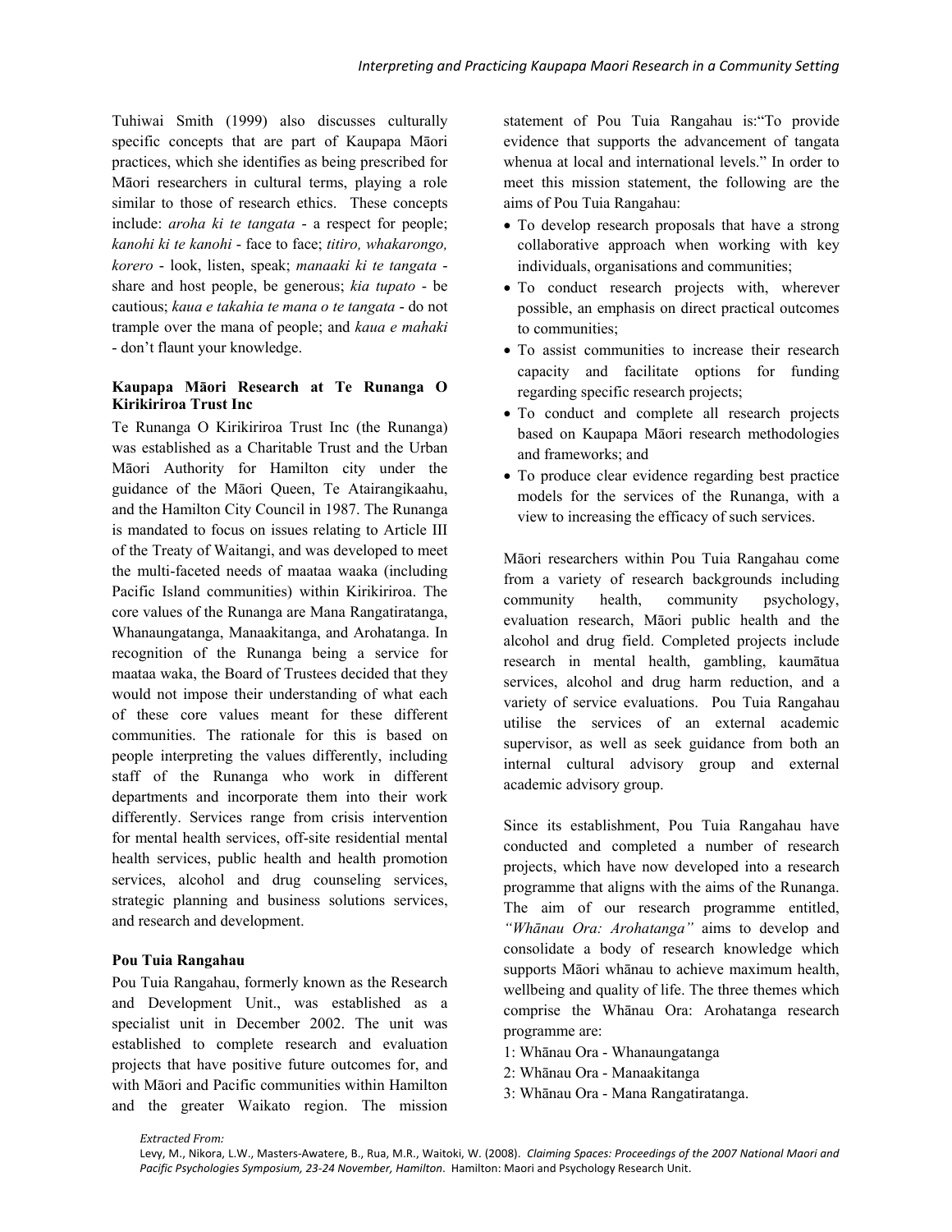Tuhiwai Smith (1999) also discusses culturally specific concepts that are part of Kaupapa Māori practices, which she identifies as being prescribed for Māori researchers in cultural terms, playing a role similar to those of research ethics. These concepts include: *aroha ki te tangata* - a respect for people; *kanohi ki te kanohi* - face to face; *titiro, whakarongo, korero* - look, listen, speak; *manaaki ki te tangata* - share and host people, be generous; *kia tupato* - be cautious; *kaua e takahia te mana o te tangata* - do not trample over the mana of people; and *kaua e mahaki* - don't flaunt your knowledge.

**Kaupapa Māori Research at Te Runanga O Kirikiriroa Trust Inc**

Te Runanga O Kirikiriroa Trust Inc (the Runanga) was established as a Charitable Trust and the Urban Māori Authority for Hamilton city under the guidance of the Māori Queen, Te Atairangikaahu, and the Hamilton City Council in 1987. The Runanga is mandated to focus on issues relating to Article III of the Treaty of Waitangi, and was developed to meet the multi-faceted needs of maataa waaka (including Pacific Island communities) within Kirikiriroa. The core values of the Runanga are Mana Rangatiratanga, Whanaungatanga, Manaakitanga, and Arohatanga. In recognition of the Runanga being a service for maataa waka, the Board of Trustees decided that they would not impose their understanding of what each of these core values meant for these different communities. The rationale for this is based on people interpreting the values differently, including staff of the Runanga who work in different departments and incorporate them into their work differently. Services range from crisis intervention for mental health services, off-site residential mental health services, public health and health promotion services, alcohol and drug counseling services, strategic planning and business solutions services, and research and development.

**Pou Tuia Rangahau**

Pou Tuia Rangahau, formerly known as the Research and Development Unit., was established as a specialist unit in December 2002. The unit was established to complete research and evaluation projects that have positive future outcomes for, and with Māori and Pacific communities within Hamilton and the greater Waikato region. The mission statement of Pou Tuia Rangahau is:"To provide evidence that supports the advancement of tangata whenua at local and international levels." In order to meet this mission statement, the following are the aims of Pou Tuia Rangahau:

- To develop research proposals that have a strong collaborative approach when working with key individuals, organisations and communities;
- To conduct research projects with, wherever possible, an emphasis on direct practical outcomes to communities;
- To assist communities to increase their research capacity and facilitate options for funding regarding specific research projects;
- To conduct and complete all research projects based on Kaupapa Māori research methodologies and frameworks; and
- To produce clear evidence regarding best practice models for the services of the Runanga, with a view to increasing the efficacy of such services.

Māori researchers within Pou Tuia Rangahau come from a variety of research backgrounds including community health, community psychology, evaluation research, Māori public health and the alcohol and drug field. Completed projects include research in mental health, gambling, kaumātua services, alcohol and drug harm reduction, and a variety of service evaluations. Pou Tuia Rangahau utilise the services of an external academic supervisor, as well as seek guidance from both an internal cultural advisory group and external academic advisory group.

Since its establishment, Pou Tuia Rangahau have conducted and completed a number of research projects, which have now developed into a research programme that aligns with the aims of the Runanga. The aim of our research programme entitled, *"Whānau Ora: Arohatanga"* aims to develop and consolidate a body of research knowledge which supports Māori whānau to achieve maximum health, wellbeing and quality of life. The three themes which comprise the Whānau Ora: Arohatanga research programme are:

1: Whānau Ora - Whanaungatanga
2: Whānau Ora - Manaakitanga
3: Whānau Ora - Mana Rangatiratanga.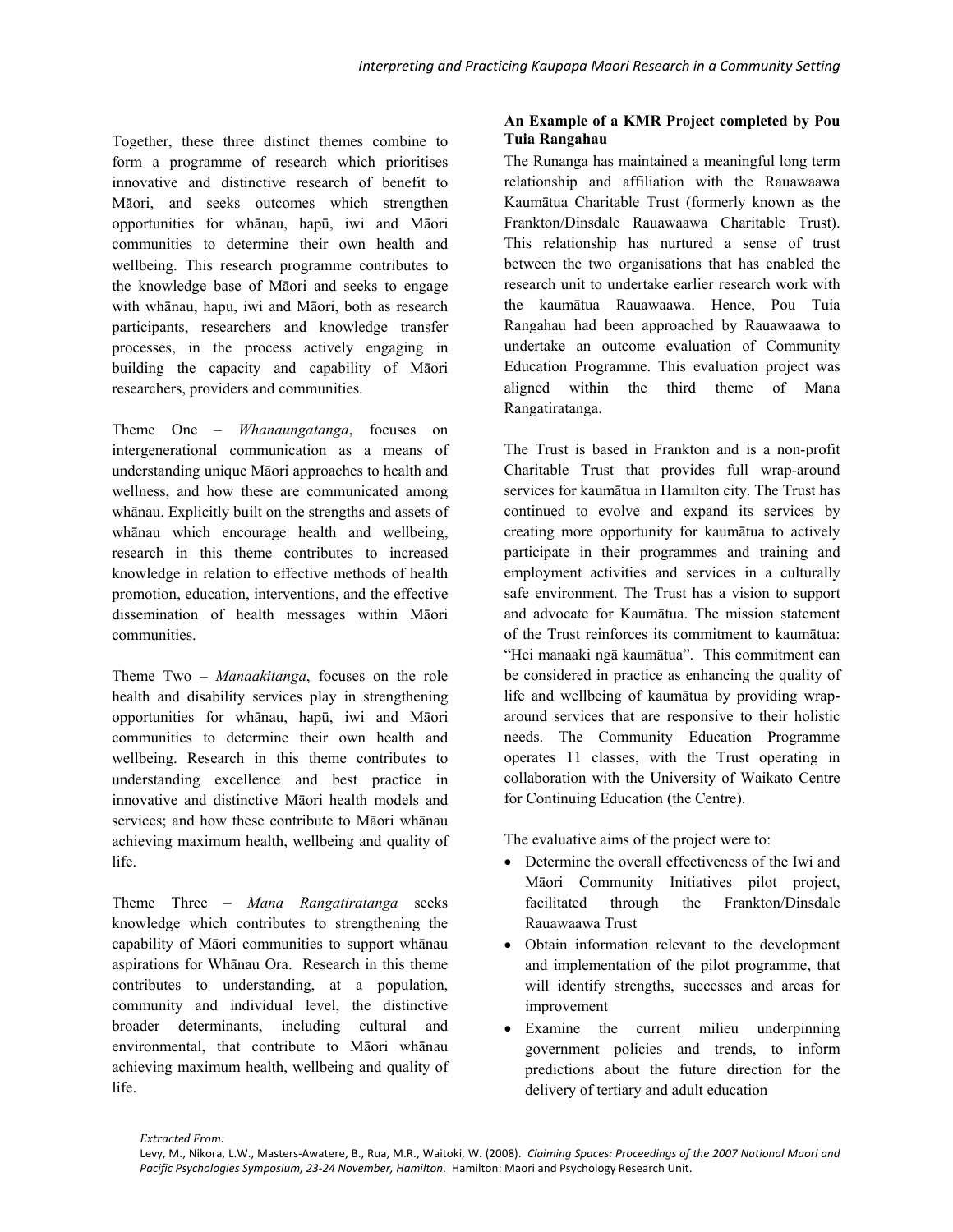Together, these three distinct themes combine to form a programme of research which prioritises innovative and distinctive research of benefit to Māori, and seeks outcomes which strengthen opportunities for whānau, hapū, iwi and Māori communities to determine their own health and wellbeing. This research programme contributes to the knowledge base of Māori and seeks to engage with whānau, hapu, iwi and Māori, both as research participants, researchers and knowledge transfer processes, in the process actively engaging in building the capacity and capability of Māori researchers, providers and communities.

Theme One – *Whanaungatanga*, focuses on intergenerational communication as a means of understanding unique Māori approaches to health and wellness, and how these are communicated among whānau. Explicitly built on the strengths and assets of whānau which encourage health and wellbeing, research in this theme contributes to increased knowledge in relation to effective methods of health promotion, education, interventions, and the effective dissemination of health messages within Māori communities.

Theme Two – *Manaakitanga*, focuses on the role health and disability services play in strengthening opportunities for whānau, hapū, iwi and Māori communities to determine their own health and wellbeing. Research in this theme contributes to understanding excellence and best practice in innovative and distinctive Māori health models and services; and how these contribute to Māori whānau achieving maximum health, wellbeing and quality of life.

Theme Three – *Mana Rangatiratanga* seeks knowledge which contributes to strengthening the capability of Māori communities to support whānau aspirations for Whānau Ora. Research in this theme contributes to understanding, at a population, community and individual level, the distinctive broader determinants, including cultural and environmental, that contribute to Māori whānau achieving maximum health, wellbeing and quality of life.

**An Example of a KMR Project completed by Pou Tuia Rangahau**

The Runanga has maintained a meaningful long term relationship and affiliation with the Rauawaawa Kaumātua Charitable Trust (formerly known as the Frankton/Dinsdale Rauawaawa Charitable Trust). This relationship has nurtured a sense of trust between the two organisations that has enabled the research unit to undertake earlier research work with the kaumātua Rauawaawa. Hence, Pou Tuia Rangahau had been approached by Rauawaawa to undertake an outcome evaluation of Community Education Programme. This evaluation project was aligned within the third theme of Mana Rangatiratanga.

The Trust is based in Frankton and is a non-profit Charitable Trust that provides full wrap-around services for kaumātua in Hamilton city. The Trust has continued to evolve and expand its services by creating more opportunity for kaumātua to actively participate in their programmes and training and employment activities and services in a culturally safe environment. The Trust has a vision to support and advocate for Kaumātua. The mission statement of the Trust reinforces its commitment to kaumātua: "Hei manaaki ngā kaumātua". This commitment can be considered in practice as enhancing the quality of life and wellbeing of kaumātua by providing wrap-around services that are responsive to their holistic needs. The Community Education Programme operates 11 classes, with the Trust operating in collaboration with the University of Waikato Centre for Continuing Education (the Centre).

The evaluative aims of the project were to:

- Determine the overall effectiveness of the Iwi and Māori Community Initiatives pilot project, facilitated through the Frankton/Dinsdale Rauawaawa Trust
- Obtain information relevant to the development and implementation of the pilot programme, that will identify strengths, successes and areas for improvement
- Examine the current milieu underpinning government policies and trends, to inform predictions about the future direction for the delivery of tertiary and adult education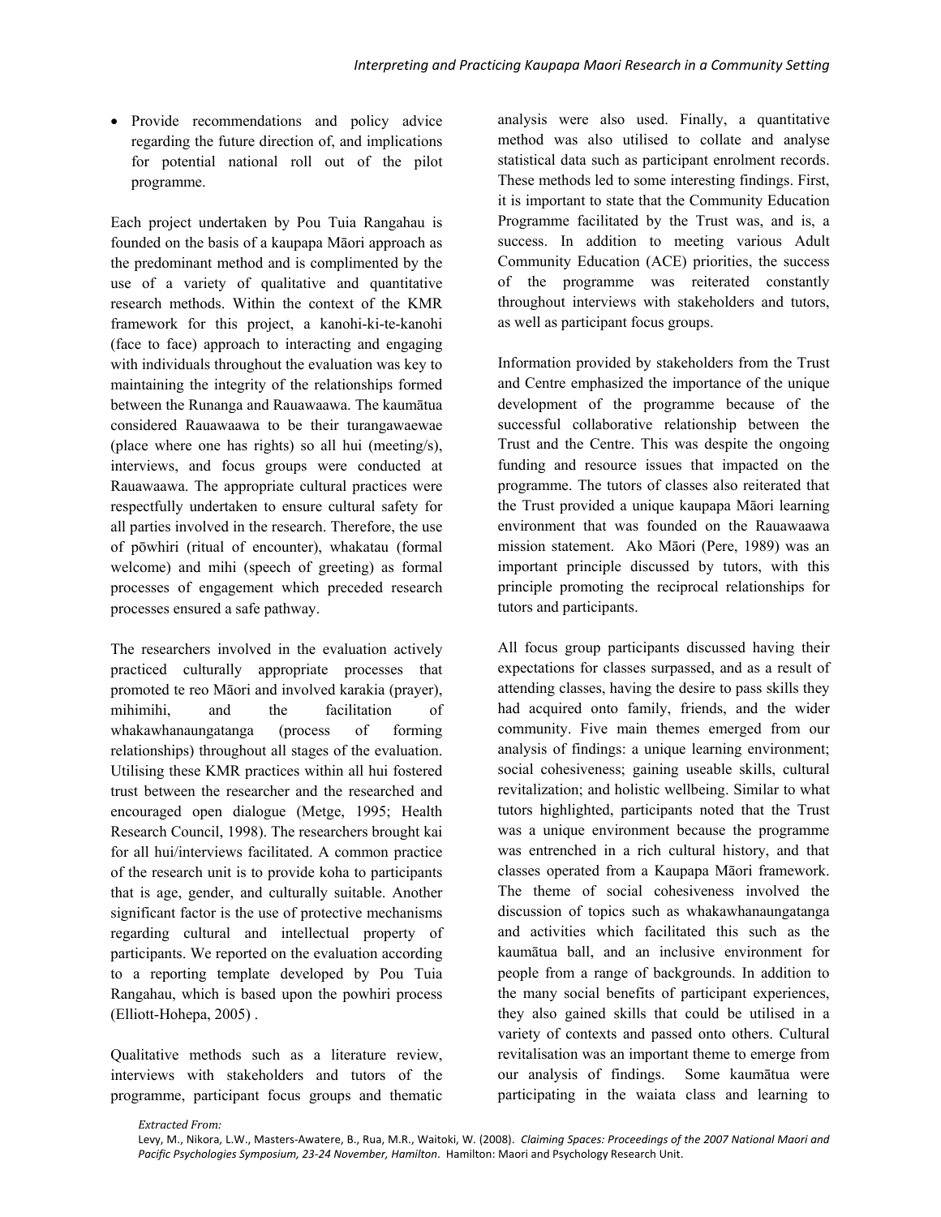- Provide recommendations and policy advice regarding the future direction of, and implications for potential national roll out of the pilot programme.

Each project undertaken by Pou Tuia Rangahau is founded on the basis of a kaupapa Māori approach as the predominant method and is complimented by the use of a variety of qualitative and quantitative research methods. Within the context of the KMR framework for this project, a kanohi-ki-te-kanohi (face to face) approach to interacting and engaging with individuals throughout the evaluation was key to maintaining the integrity of the relationships formed between the Runanga and Rauawaawa. The kaumātua considered Rauawaawa to be their turangawaewae (place where one has rights) so all hui (meeting/s), interviews, and focus groups were conducted at Rauawaawa. The appropriate cultural practices were respectfully undertaken to ensure cultural safety for all parties involved in the research. Therefore, the use of pōwhiri (ritual of encounter), whakatau (formal welcome) and mihi (speech of greeting) as formal processes of engagement which preceded research processes ensured a safe pathway.

The researchers involved in the evaluation actively practiced culturally appropriate processes that promoted te reo Māori and involved karakia (prayer), mihimihi, and the facilitation of whakawhanaungatanga (process of forming relationships) throughout all stages of the evaluation. Utilising these KMR practices within all hui fostered trust between the researcher and the researched and encouraged open dialogue (Metge, 1995; Health Research Council, 1998). The researchers brought kai for all hui/interviews facilitated. A common practice of the research unit is to provide koha to participants that is age, gender, and culturally suitable. Another significant factor is the use of protective mechanisms regarding cultural and intellectual property of participants. We reported on the evaluation according to a reporting template developed by Pou Tuia Rangahau, which is based upon the powhiri process (Elliott-Hohepa, 2005) .

Qualitative methods such as a literature review, interviews with stakeholders and tutors of the programme, participant focus groups and thematic analysis were also used. Finally, a quantitative method was also utilised to collate and analyse statistical data such as participant enrolment records. These methods led to some interesting findings. First, it is important to state that the Community Education Programme facilitated by the Trust was, and is, a success. In addition to meeting various Adult Community Education (ACE) priorities, the success of the programme was reiterated constantly throughout interviews with stakeholders and tutors, as well as participant focus groups.

Information provided by stakeholders from the Trust and Centre emphasized the importance of the unique development of the programme because of the successful collaborative relationship between the Trust and the Centre. This was despite the ongoing funding and resource issues that impacted on the programme. The tutors of classes also reiterated that the Trust provided a unique kaupapa Māori learning environment that was founded on the Rauawaawa mission statement. Ako Māori (Pere, 1989) was an important principle discussed by tutors, with this principle promoting the reciprocal relationships for tutors and participants.

All focus group participants discussed having their expectations for classes surpassed, and as a result of attending classes, having the desire to pass skills they had acquired onto family, friends, and the wider community. Five main themes emerged from our analysis of findings: a unique learning environment; social cohesiveness; gaining useable skills, cultural revitalization; and holistic wellbeing. Similar to what tutors highlighted, participants noted that the Trust was a unique environment because the programme was entrenched in a rich cultural history, and that classes operated from a Kaupapa Māori framework. The theme of social cohesiveness involved the discussion of topics such as whakawhanaungatanga and activities which facilitated this such as the kaumātua ball, and an inclusive environment for people from a range of backgrounds. In addition to the many social benefits of participant experiences, they also gained skills that could be utilised in a variety of contexts and passed onto others. Cultural revitalisation was an important theme to emerge from our analysis of findings. Some kaumātua were participating in the waiata class and learning to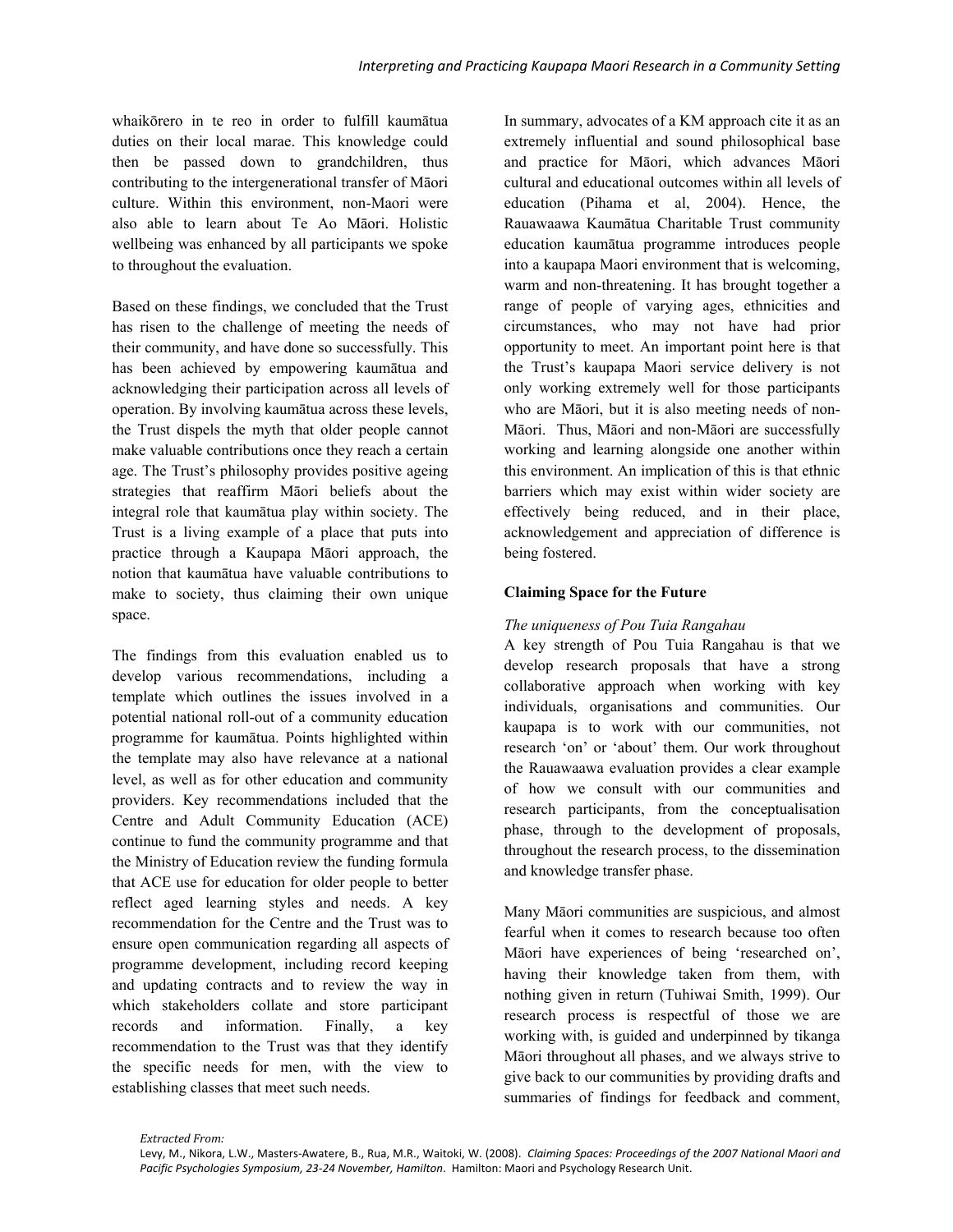whaikōrero in te reo in order to fulfill kaumātua duties on their local marae. This knowledge could then be passed down to grandchildren, thus contributing to the intergenerational transfer of Māori culture. Within this environment, non-Maori were also able to learn about Te Ao Māori. Holistic wellbeing was enhanced by all participants we spoke to throughout the evaluation.

Based on these findings, we concluded that the Trust has risen to the challenge of meeting the needs of their community, and have done so successfully. This has been achieved by empowering kaumātua and acknowledging their participation across all levels of operation. By involving kaumātua across these levels, the Trust dispels the myth that older people cannot make valuable contributions once they reach a certain age. The Trust's philosophy provides positive ageing strategies that reaffirm Māori beliefs about the integral role that kaumātua play within society. The Trust is a living example of a place that puts into practice through a Kaupapa Māori approach, the notion that kaumātua have valuable contributions to make to society, thus claiming their own unique space.

The findings from this evaluation enabled us to develop various recommendations, including a template which outlines the issues involved in a potential national roll-out of a community education programme for kaumātua. Points highlighted within the template may also have relevance at a national level, as well as for other education and community providers. Key recommendations included that the Centre and Adult Community Education (ACE) continue to fund the community programme and that the Ministry of Education review the funding formula that ACE use for education for older people to better reflect aged learning styles and needs. A key recommendation for the Centre and the Trust was to ensure open communication regarding all aspects of programme development, including record keeping and updating contracts and to review the way in which stakeholders collate and store participant records and information. Finally, a key recommendation to the Trust was that they identify the specific needs for men, with the view to establishing classes that meet such needs.

In summary, advocates of a KM approach cite it as an extremely influential and sound philosophical base and practice for Māori, which advances Māori cultural and educational outcomes within all levels of education (Pihama et al, 2004). Hence, the Rauawaawa Kaumātua Charitable Trust community education kaumātua programme introduces people into a kaupapa Maori environment that is welcoming, warm and non-threatening. It has brought together a range of people of varying ages, ethnicities and circumstances, who may not have had prior opportunity to meet. An important point here is that the Trust's kaupapa Maori service delivery is not only working extremely well for those participants who are Māori, but it is also meeting needs of non-Māori. Thus, Māori and non-Māori are successfully working and learning alongside one another within this environment. An implication of this is that ethnic barriers which may exist within wider society are effectively being reduced, and in their place, acknowledgement and appreciation of difference is being fostered.

## Claiming Space for the Future

*The uniqueness of Pou Tuia Rangahau*

A key strength of Pou Tuia Rangahau is that we develop research proposals that have a strong collaborative approach when working with key individuals, organisations and communities. Our kaupapa is to work with our communities, not research 'on' or 'about' them. Our work throughout the Rauawaawa evaluation provides a clear example of how we consult with our communities and research participants, from the conceptualisation phase, through to the development of proposals, throughout the research process, to the dissemination and knowledge transfer phase.

Many Māori communities are suspicious, and almost fearful when it comes to research because too often Māori have experiences of being 'researched on', having their knowledge taken from them, with nothing given in return (Tuhiwai Smith, 1999). Our research process is respectful of those we are working with, is guided and underpinned by tikanga Māori throughout all phases, and we always strive to give back to our communities by providing drafts and summaries of findings for feedback and comment,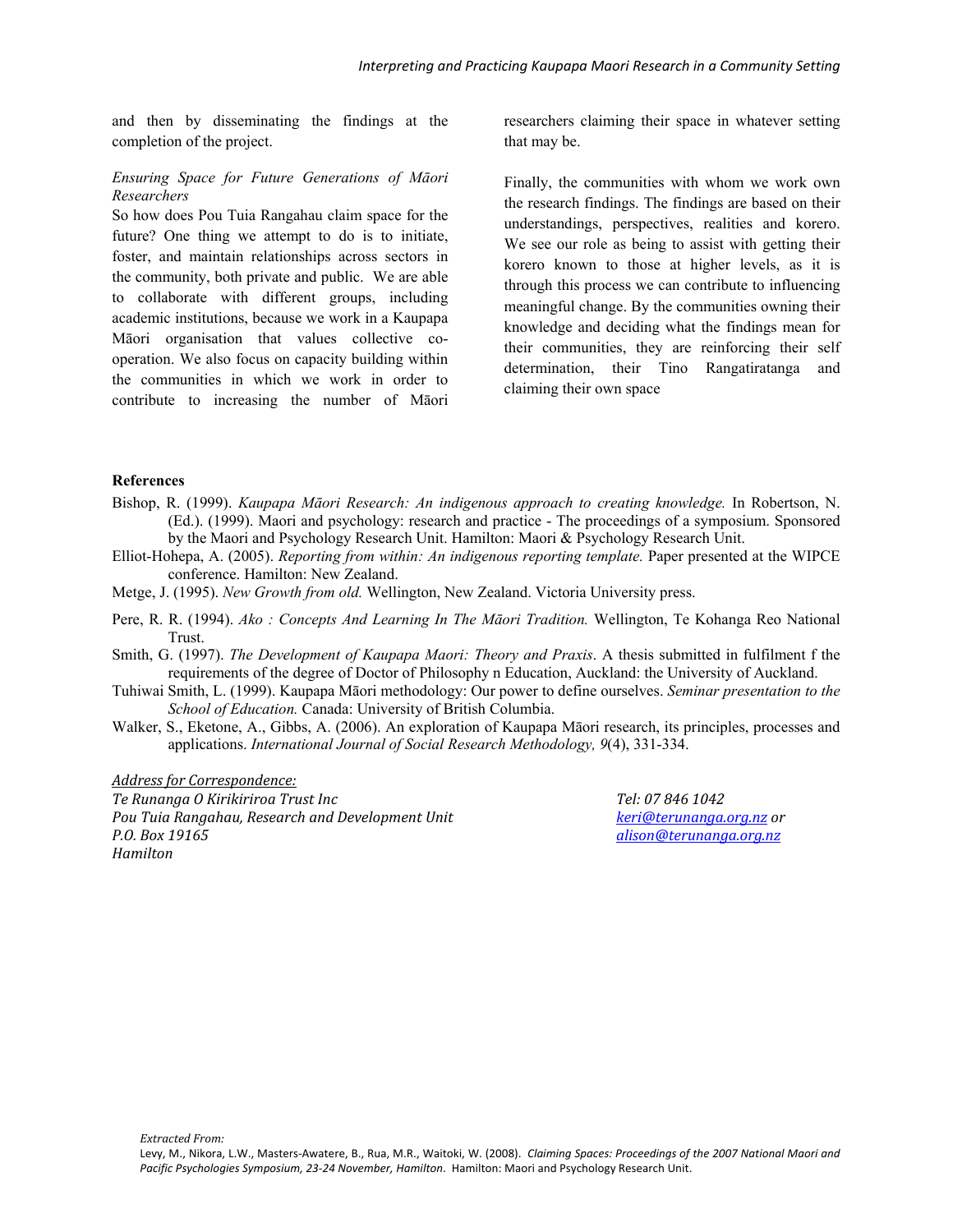and then by disseminating the findings at the completion of the project.

*Ensuring Space for Future Generations of Māori Researchers*

So how does Pou Tuia Rangahau claim space for the future? One thing we attempt to do is to initiate, foster, and maintain relationships across sectors in the community, both private and public. We are able to collaborate with different groups, including academic institutions, because we work in a Kaupapa Māori organisation that values collective co-operation. We also focus on capacity building within the communities in which we work in order to contribute to increasing the number of Māori researchers claiming their space in whatever setting that may be.

Finally, the communities with whom we work own the research findings. The findings are based on their understandings, perspectives, realities and korero. We see our role as being to assist with getting their korero known to those at higher levels, as it is through this process we can contribute to influencing meaningful change. By the communities owning their knowledge and deciding what the findings mean for their communities, they are reinforcing their self determination, their Tino Rangatiratanga and claiming their own space

**References**

Bishop, R. (1999). *Kaupapa Māori Research: An indigenous approach to creating knowledge.* In Robertson, N. (Ed.). (1999). Maori and psychology: research and practice - The proceedings of a symposium. Sponsored by the Maori and Psychology Research Unit. Hamilton: Maori & Psychology Research Unit.

Elliot-Hohepa, A. (2005). *Reporting from within: An indigenous reporting template.* Paper presented at the WIPCE conference. Hamilton: New Zealand.

Metge, J. (1995). *New Growth from old.* Wellington, New Zealand. Victoria University press.

Pere, R. R. (1994). *Ako : Concepts And Learning In The Māori Tradition.* Wellington, Te Kohanga Reo National Trust.

Smith, G. (1997). *The Development of Kaupapa Maori: Theory and Praxis*. A thesis submitted in fulfilment f the requirements of the degree of Doctor of Philosophy n Education, Auckland: the University of Auckland.

Tuhiwai Smith, L. (1999). Kaupapa Māori methodology: Our power to define ourselves. *Seminar presentation to the School of Education.* Canada: University of British Columbia.

Walker, S., Eketone, A., Gibbs, A. (2006). An exploration of Kaupapa Māori research, its principles, processes and applications. *International Journal of Social Research Methodology, 9*(4), 331-334.

*Address for Correspondence:*

*Te Runanga O Kirikiriroa Trust Inc*
*Pou Tuia Rangahau, Research and Development Unit*
*P.O. Box 19165*
*Hamilton*

*Tel: 07 846 1042*
*keri@terunanga.org.nz or*
*alison@terunanga.org.nz*

*Extracted From:*
Levy, M., Nikora, L.W., Masters-Awatere, B., Rua, M.R., Waitoki, W. (2008). *Claiming Spaces: Proceedings of the 2007 National Maori and Pacific Psychologies Symposium, 23-24 November, Hamilton*. Hamilton: Maori and Psychology Research Unit.